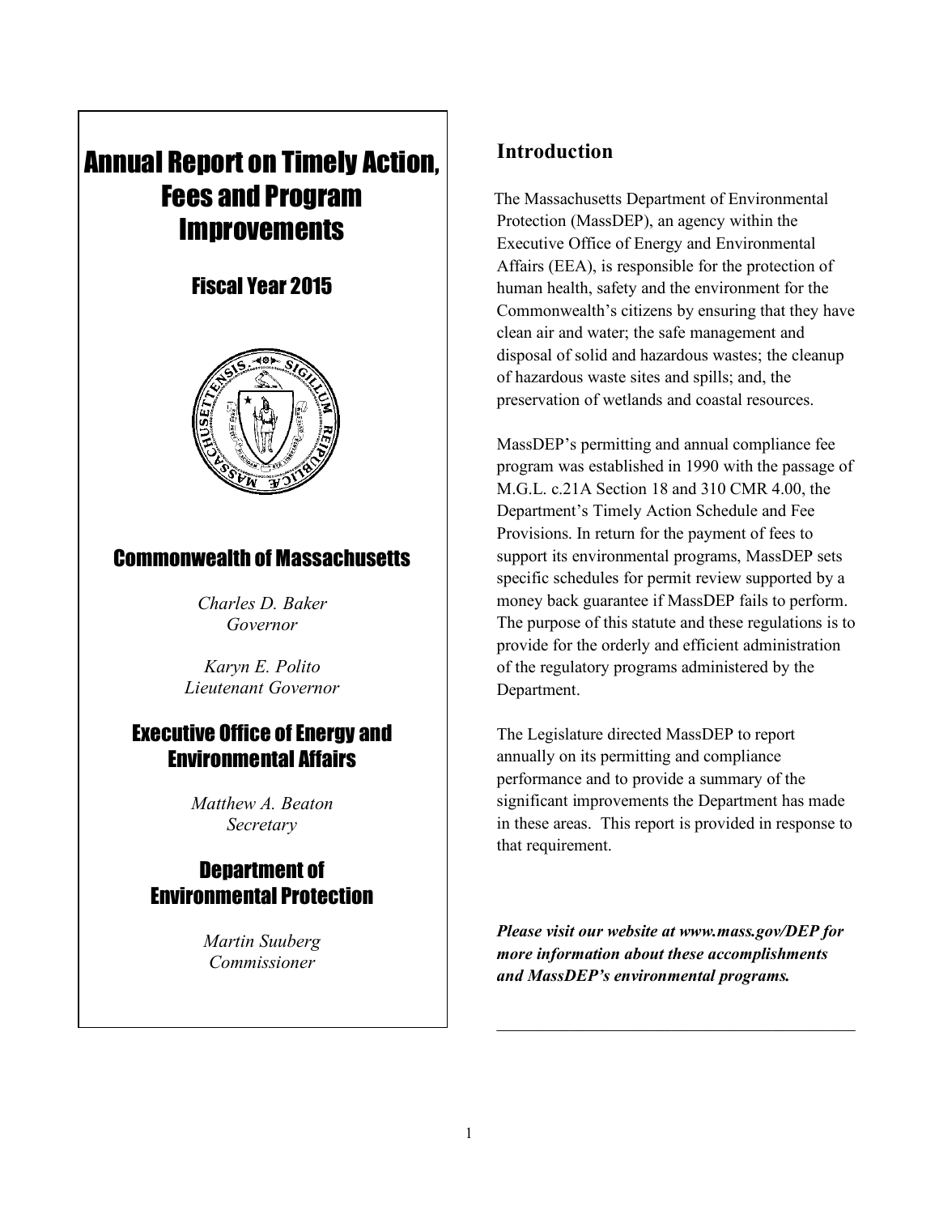# Annual Report on Timely Action, Fees and Program Improvements

## Fiscal Year 2015

## Commonwealth of Massachusetts

*Charles D. Baker*
*Governor*

*Karyn E. Polito*
*Lieutenant Governor*

## Executive Office of Energy and Environmental Affairs

*Matthew A. Beaton*
*Secretary*

## Department of Environmental Protection

*Martin Suuberg*
*Commissioner*

## Introduction

The Massachusetts Department of Environmental Protection (MassDEP), an agency within the Executive Office of Energy and Environmental Affairs (EEA), is responsible for the protection of human health, safety and the environment for the Commonwealth's citizens by ensuring that they have clean air and water; the safe management and disposal of solid and hazardous wastes; the cleanup of hazardous waste sites and spills; and, the preservation of wetlands and coastal resources.

MassDEP's permitting and annual compliance fee program was established in 1990 with the passage of M.G.L. c.21A Section 18 and 310 CMR 4.00, the Department's Timely Action Schedule and Fee Provisions. In return for the payment of fees to support its environmental programs, MassDEP sets specific schedules for permit review supported by a money back guarantee if MassDEP fails to perform. The purpose of this statute and these regulations is to provide for the orderly and efficient administration of the regulatory programs administered by the Department.

The Legislature directed MassDEP to report annually on its permitting and compliance performance and to provide a summary of the significant improvements the Department has made in these areas. This report is provided in response to that requirement.

***Please visit our website at www.mass.gov/DEP for more information about these accomplishments and MassDEP's environmental programs.***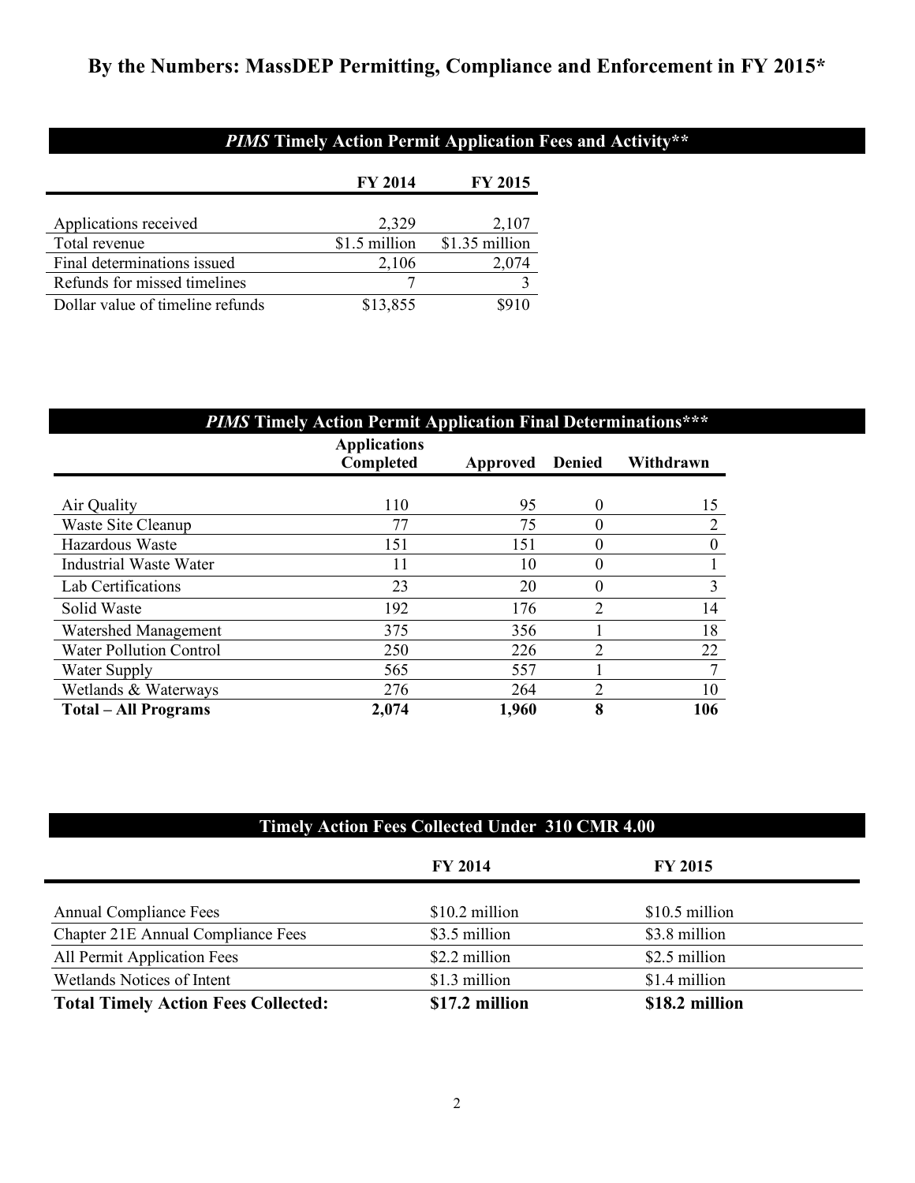# By the Numbers: MassDEP Permitting, Compliance and Enforcement in FY 2015*

## *PIMS* Timely Action Permit Application Fees and Activity**

| | FY 2014 | FY 2015 |
|---|---|---|
| Applications received | 2,329 | 2,107 |
| Total revenue | $1.5 million | $1.35 million |
| Final determinations issued | 2,106 | 2,074 |
| Refunds for missed timelines | 7 | 3 |
| Dollar value of timeline refunds | $13,855 | $910 |

## *PIMS* Timely Action Permit Application Final Determinations***

| | Applications Completed | Approved | Denied | Withdrawn |
|---|---|---|---|---|
| Air Quality | 110 | 95 | 0 | 15 |
| Waste Site Cleanup | 77 | 75 | 0 | 2 |
| Hazardous Waste | 151 | 151 | 0 | 0 |
| Industrial Waste Water | 11 | 10 | 0 | 1 |
| Lab Certifications | 23 | 20 | 0 | 3 |
| Solid Waste | 192 | 176 | 2 | 14 |
| Watershed Management | 375 | 356 | 1 | 18 |
| Water Pollution Control | 250 | 226 | 2 | 22 |
| Water Supply | 565 | 557 | 1 | 7 |
| Wetlands & Waterways | 276 | 264 | 2 | 10 |
| **Total – All Programs** | **2,074** | **1,960** | **8** | **106** |

## Timely Action Fees Collected Under 310 CMR 4.00

| | FY 2014 | FY 2015 |
|---|---|---|
| Annual Compliance Fees | $10.2 million | $10.5 million |
| Chapter 21E Annual Compliance Fees | $3.5 million | $3.8 million |
| All Permit Application Fees | $2.2 million | $2.5 million |
| Wetlands Notices of Intent | $1.3 million | $1.4 million |
| **Total Timely Action Fees Collected:** | **$17.2 million** | **$18.2 million** |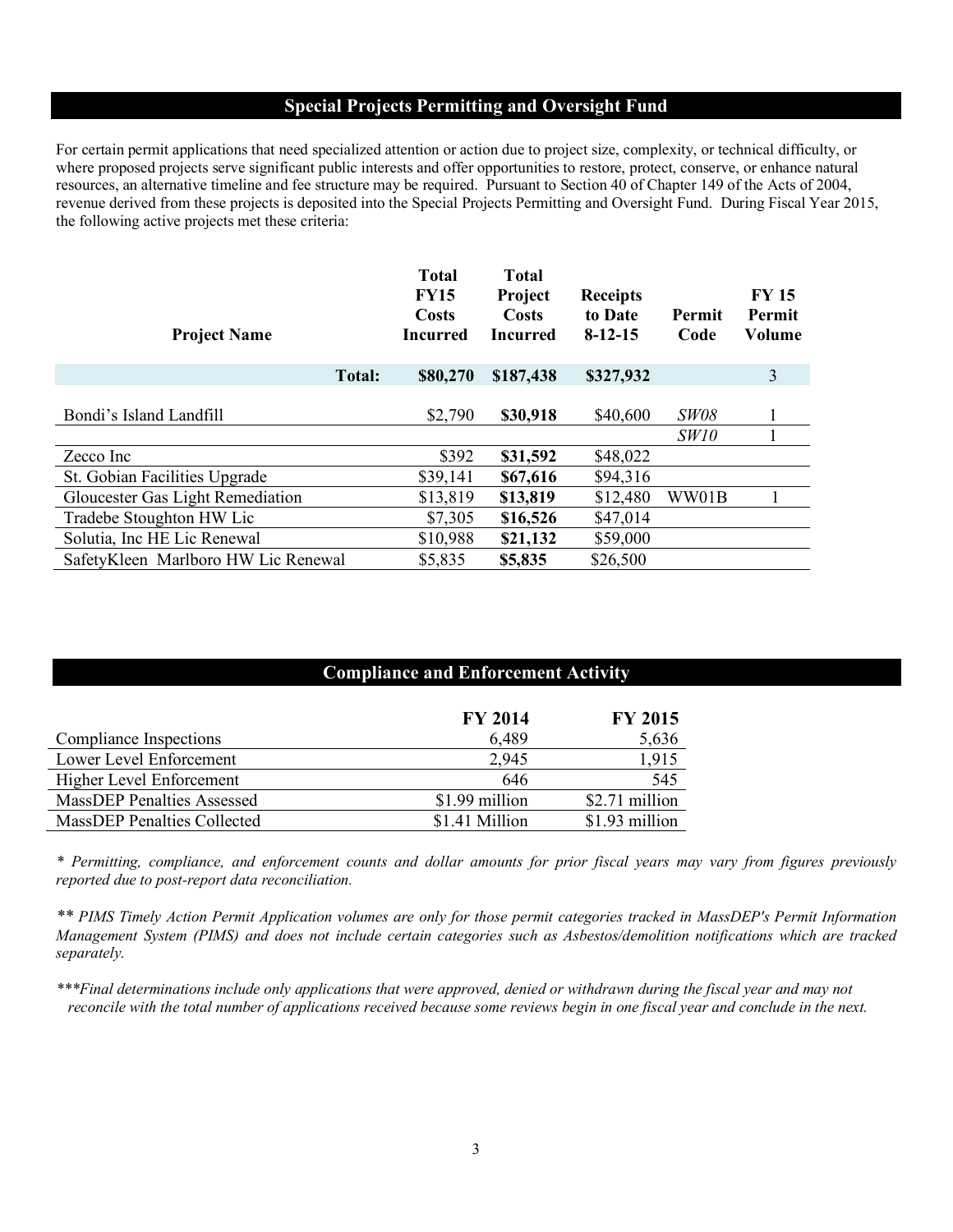## Special Projects Permitting and Oversight Fund

For certain permit applications that need specialized attention or action due to project size, complexity, or technical difficulty, or where proposed projects serve significant public interests and offer opportunities to restore, protect, conserve, or enhance natural resources, an alternative timeline and fee structure may be required. Pursuant to Section 40 of Chapter 149 of the Acts of 2004, revenue derived from these projects is deposited into the Special Projects Permitting and Oversight Fund. During Fiscal Year 2015, the following active projects met these criteria:

| Project Name | Total FY15 Costs Incurred | Total Project Costs Incurred | Receipts to Date 8-12-15 | Permit Code | FY 15 Permit Volume |
|---|---|---|---|---|---|
| **Total:** | **$80,270** | **$187,438** | **$327,932** | | 3 |
| Bondi's Island Landfill | $2,790 | **$30,918** | $40,600 | *SW08* | 1 |
| | | | | *SW10* | 1 |
| Zecco Inc | $392 | **$31,592** | $48,022 | | |
| St. Gobian Facilities Upgrade | $39,141 | **$67,616** | $94,316 | | |
| Gloucester Gas Light Remediation | $13,819 | **$13,819** | $12,480 | WW01B | 1 |
| Tradebe Stoughton HW Lic | $7,305 | **$16,526** | $47,014 | | |
| Solutia, Inc HE Lic Renewal | $10,988 | **$21,132** | $59,000 | | |
| SafetyKleen Marlboro HW Lic Renewal | $5,835 | **$5,835** | $26,500 | | |

## Compliance and Enforcement Activity

| | FY 2014 | FY 2015 |
|---|---|---|
| Compliance Inspections | 6,489 | 5,636 |
| Lower Level Enforcement | 2,945 | 1,915 |
| Higher Level Enforcement | 646 | 545 |
| MassDEP Penalties Assessed | $1.99 million | $2.71 million |
| MassDEP Penalties Collected | $1.41 Million | $1.93 million |

*\* Permitting, compliance, and enforcement counts and dollar amounts for prior fiscal years may vary from figures previously reported due to post-report data reconciliation.*

*\*\* PIMS Timely Action Permit Application volumes are only for those permit categories tracked in MassDEP's Permit Information Management System (PIMS) and does not include certain categories such as Asbestos/demolition notifications which are tracked separately.*

*\*\*\*Final determinations include only applications that were approved, denied or withdrawn during the fiscal year and may not reconcile with the total number of applications received because some reviews begin in one fiscal year and conclude in the next.*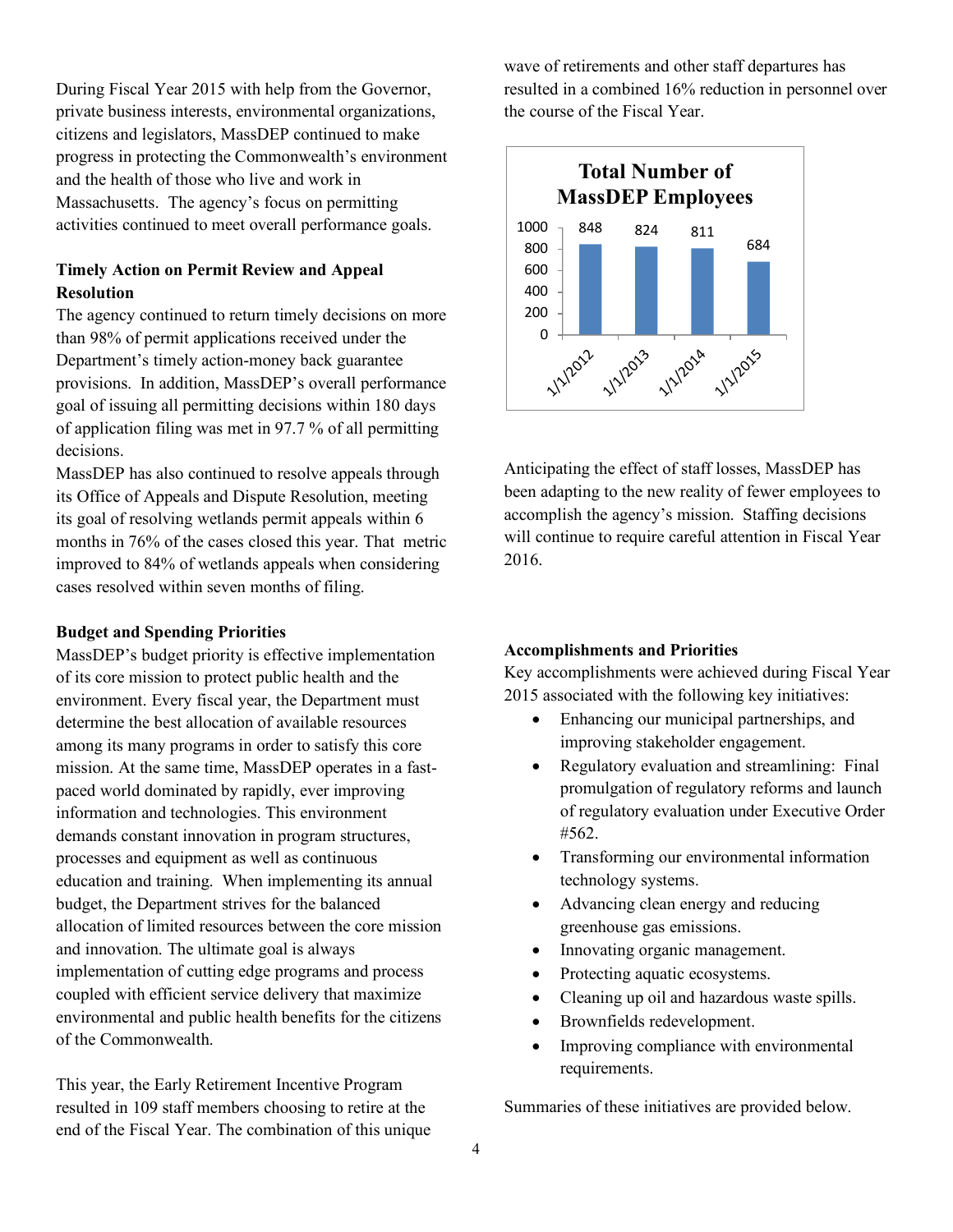During Fiscal Year 2015 with help from the Governor, private business interests, environmental organizations, citizens and legislators, MassDEP continued to make progress in protecting the Commonwealth's environment and the health of those who live and work in Massachusetts. The agency's focus on permitting activities continued to meet overall performance goals.

**Timely Action on Permit Review and Appeal Resolution**

The agency continued to return timely decisions on more than 98% of permit applications received under the Department's timely action-money back guarantee provisions. In addition, MassDEP's overall performance goal of issuing all permitting decisions within 180 days of application filing was met in 97.7 % of all permitting decisions.

MassDEP has also continued to resolve appeals through its Office of Appeals and Dispute Resolution, meeting its goal of resolving wetlands permit appeals within 6 months in 76% of the cases closed this year. That metric improved to 84% of wetlands appeals when considering cases resolved within seven months of filing.

**Budget and Spending Priorities**

MassDEP's budget priority is effective implementation of its core mission to protect public health and the environment. Every fiscal year, the Department must determine the best allocation of available resources among its many programs in order to satisfy this core mission. At the same time, MassDEP operates in a fast-paced world dominated by rapidly, ever improving information and technologies. This environment demands constant innovation in program structures, processes and equipment as well as continuous education and training. When implementing its annual budget, the Department strives for the balanced allocation of limited resources between the core mission and innovation. The ultimate goal is always implementation of cutting edge programs and process coupled with efficient service delivery that maximize environmental and public health benefits for the citizens of the Commonwealth.

This year, the Early Retirement Incentive Program resulted in 109 staff members choosing to retire at the end of the Fiscal Year. The combination of this unique wave of retirements and other staff departures has resulted in a combined 16% reduction in personnel over the course of the Fiscal Year.

**Total Number of MassDEP Employees**

| Date | Employees |
|---|---|
| 1/1/2012 | 848 |
| 1/1/2013 | 824 |
| 1/1/2014 | 811 |
| 1/1/2015 | 684 |

Anticipating the effect of staff losses, MassDEP has been adapting to the new reality of fewer employees to accomplish the agency's mission. Staffing decisions will continue to require careful attention in Fiscal Year 2016.

**Accomplishments and Priorities**

Key accomplishments were achieved during Fiscal Year 2015 associated with the following key initiatives:

- Enhancing our municipal partnerships, and improving stakeholder engagement.
- Regulatory evaluation and streamlining: Final promulgation of regulatory reforms and launch of regulatory evaluation under Executive Order #562.
- Transforming our environmental information technology systems.
- Advancing clean energy and reducing greenhouse gas emissions.
- Innovating organic management.
- Protecting aquatic ecosystems.
- Cleaning up oil and hazardous waste spills.
- Brownfields redevelopment.
- Improving compliance with environmental requirements.

Summaries of these initiatives are provided below.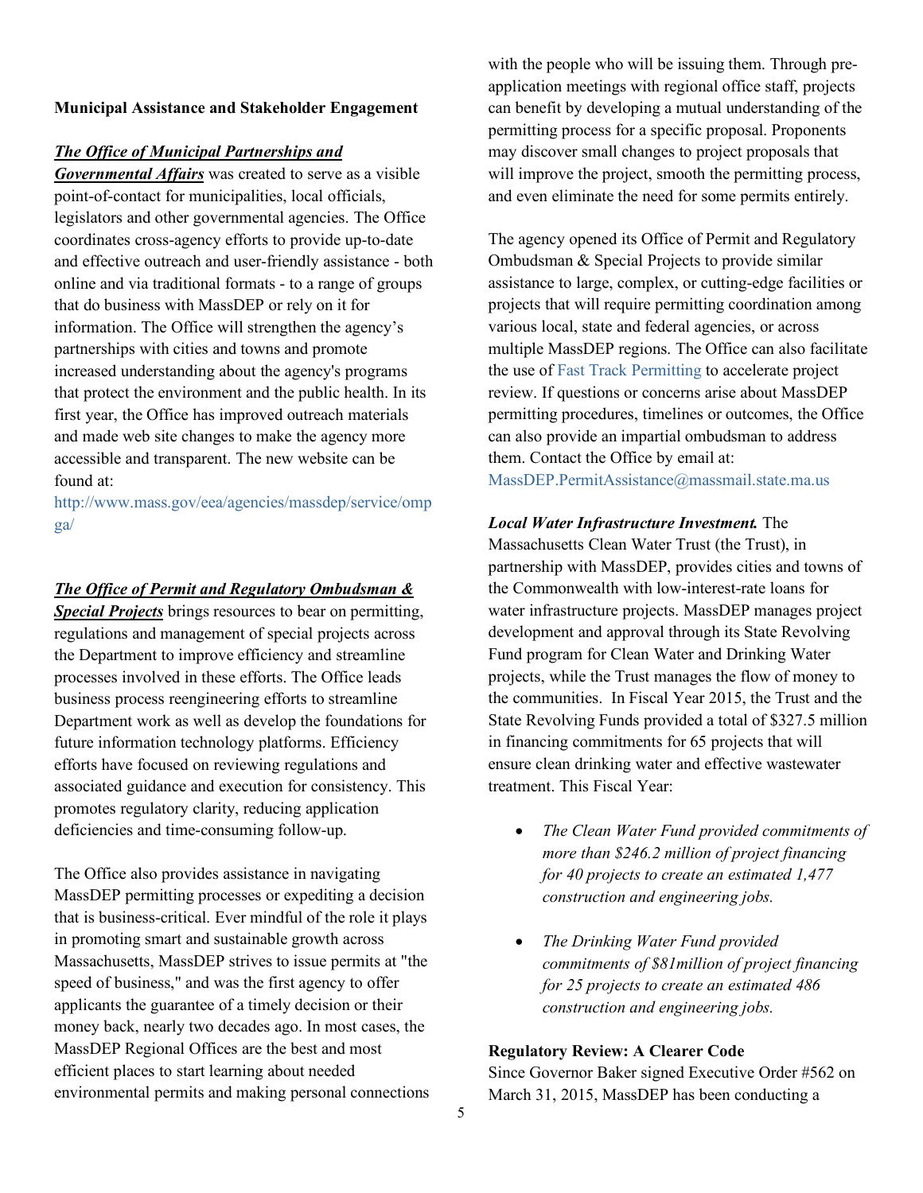**Municipal Assistance and Stakeholder Engagement**

***The Office of Municipal Partnerships and Governmental Affairs*** was created to serve as a visible point-of-contact for municipalities, local officials, legislators and other governmental agencies. The Office coordinates cross-agency efforts to provide up-to-date and effective outreach and user-friendly assistance - both online and via traditional formats - to a range of groups that do business with MassDEP or rely on it for information. The Office will strengthen the agency's partnerships with cities and towns and promote increased understanding about the agency's programs that protect the environment and the public health. In its first year, the Office has improved outreach materials and made web site changes to make the agency more accessible and transparent. The new website can be found at:
http://www.mass.gov/eea/agencies/massdep/service/ompga/

***The Office of Permit and Regulatory Ombudsman & Special Projects*** brings resources to bear on permitting, regulations and management of special projects across the Department to improve efficiency and streamline processes involved in these efforts. The Office leads business process reengineering efforts to streamline Department work as well as develop the foundations for future information technology platforms. Efficiency efforts have focused on reviewing regulations and associated guidance and execution for consistency. This promotes regulatory clarity, reducing application deficiencies and time-consuming follow-up.

The Office also provides assistance in navigating MassDEP permitting processes or expediting a decision that is business-critical. Ever mindful of the role it plays in promoting smart and sustainable growth across Massachusetts, MassDEP strives to issue permits at "the speed of business," and was the first agency to offer applicants the guarantee of a timely decision or their money back, nearly two decades ago. In most cases, the MassDEP Regional Offices are the best and most efficient places to start learning about needed environmental permits and making personal connections with the people who will be issuing them. Through pre-application meetings with regional office staff, projects can benefit by developing a mutual understanding of the permitting process for a specific proposal. Proponents may discover small changes to project proposals that will improve the project, smooth the permitting process, and even eliminate the need for some permits entirely.

The agency opened its Office of Permit and Regulatory Ombudsman & Special Projects to provide similar assistance to large, complex, or cutting-edge facilities or projects that will require permitting coordination among various local, state and federal agencies, or across multiple MassDEP regions. The Office can also facilitate the use of Fast Track Permitting to accelerate project review. If questions or concerns arise about MassDEP permitting procedures, timelines or outcomes, the Office can also provide an impartial ombudsman to address them. Contact the Office by email at:
MassDEP.PermitAssistance@massmail.state.ma.us

***Local Water Infrastructure Investment.*** The Massachusetts Clean Water Trust (the Trust), in partnership with MassDEP, provides cities and towns of the Commonwealth with low-interest-rate loans for water infrastructure projects. MassDEP manages project development and approval through its State Revolving Fund program for Clean Water and Drinking Water projects, while the Trust manages the flow of money to the communities. In Fiscal Year 2015, the Trust and the State Revolving Funds provided a total of $327.5 million in financing commitments for 65 projects that will ensure clean drinking water and effective wastewater treatment. This Fiscal Year:

- *The Clean Water Fund provided commitments of more than $246.2 million of project financing for 40 projects to create an estimated 1,477 construction and engineering jobs.*
- *The Drinking Water Fund provided commitments of $81million of project financing for 25 projects to create an estimated 486 construction and engineering jobs.*

**Regulatory Review: A Clearer Code**

Since Governor Baker signed Executive Order #562 on March 31, 2015, MassDEP has been conducting a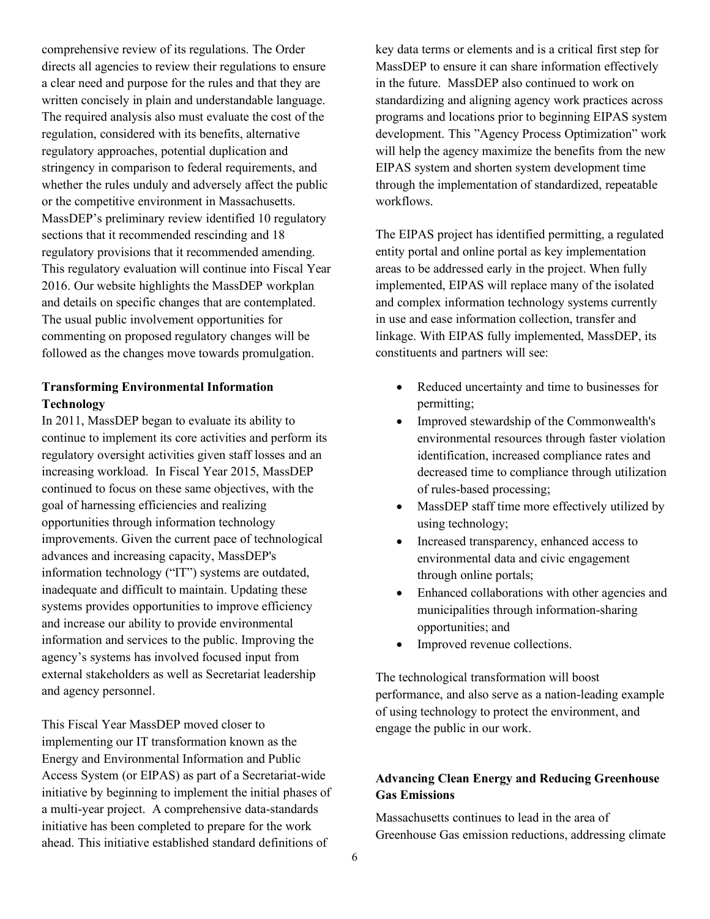comprehensive review of its regulations. The Order directs all agencies to review their regulations to ensure a clear need and purpose for the rules and that they are written concisely in plain and understandable language. The required analysis also must evaluate the cost of the regulation, considered with its benefits, alternative regulatory approaches, potential duplication and stringency in comparison to federal requirements, and whether the rules unduly and adversely affect the public or the competitive environment in Massachusetts. MassDEP's preliminary review identified 10 regulatory sections that it recommended rescinding and 18 regulatory provisions that it recommended amending. This regulatory evaluation will continue into Fiscal Year 2016. Our website highlights the MassDEP workplan and details on specific changes that are contemplated. The usual public involvement opportunities for commenting on proposed regulatory changes will be followed as the changes move towards promulgation.

**Transforming Environmental Information Technology**

In 2011, MassDEP began to evaluate its ability to continue to implement its core activities and perform its regulatory oversight activities given staff losses and an increasing workload. In Fiscal Year 2015, MassDEP continued to focus on these same objectives, with the goal of harnessing efficiencies and realizing opportunities through information technology improvements. Given the current pace of technological advances and increasing capacity, MassDEP's information technology ("IT") systems are outdated, inadequate and difficult to maintain. Updating these systems provides opportunities to improve efficiency and increase our ability to provide environmental information and services to the public. Improving the agency's systems has involved focused input from external stakeholders as well as Secretariat leadership and agency personnel.

This Fiscal Year MassDEP moved closer to implementing our IT transformation known as the Energy and Environmental Information and Public Access System (or EIPAS) as part of a Secretariat-wide initiative by beginning to implement the initial phases of a multi-year project. A comprehensive data-standards initiative has been completed to prepare for the work ahead. This initiative established standard definitions of key data terms or elements and is a critical first step for MassDEP to ensure it can share information effectively in the future. MassDEP also continued to work on standardizing and aligning agency work practices across programs and locations prior to beginning EIPAS system development. This "Agency Process Optimization" work will help the agency maximize the benefits from the new EIPAS system and shorten system development time through the implementation of standardized, repeatable workflows.

The EIPAS project has identified permitting, a regulated entity portal and online portal as key implementation areas to be addressed early in the project. When fully implemented, EIPAS will replace many of the isolated and complex information technology systems currently in use and ease information collection, transfer and linkage. With EIPAS fully implemented, MassDEP, its constituents and partners will see:

- Reduced uncertainty and time to businesses for permitting;
- Improved stewardship of the Commonwealth's environmental resources through faster violation identification, increased compliance rates and decreased time to compliance through utilization of rules-based processing;
- MassDEP staff time more effectively utilized by using technology;
- Increased transparency, enhanced access to environmental data and civic engagement through online portals;
- Enhanced collaborations with other agencies and municipalities through information-sharing opportunities; and
- Improved revenue collections.

The technological transformation will boost performance, and also serve as a nation-leading example of using technology to protect the environment, and engage the public in our work.

**Advancing Clean Energy and Reducing Greenhouse Gas Emissions**

Massachusetts continues to lead in the area of Greenhouse Gas emission reductions, addressing climate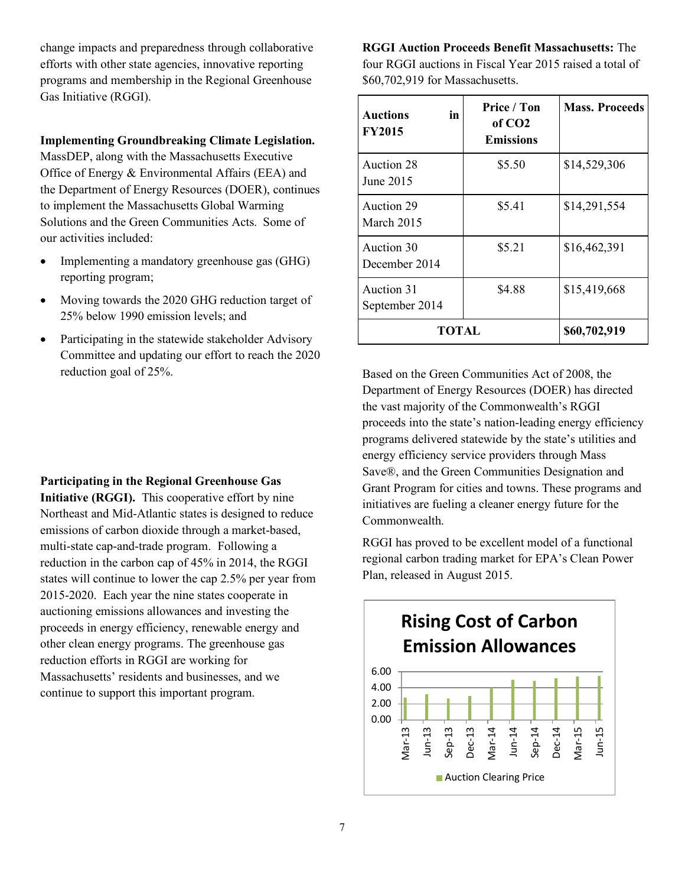change impacts and preparedness through collaborative efforts with other state agencies, innovative reporting programs and membership in the Regional Greenhouse Gas Initiative (RGGI).

**Implementing Groundbreaking Climate Legislation.** MassDEP, along with the Massachusetts Executive Office of Energy & Environmental Affairs (EEA) and the Department of Energy Resources (DOER), continues to implement the Massachusetts Global Warming Solutions and the Green Communities Acts. Some of our activities included:

- Implementing a mandatory greenhouse gas (GHG) reporting program;
- Moving towards the 2020 GHG reduction target of 25% below 1990 emission levels; and
- Participating in the statewide stakeholder Advisory Committee and updating our effort to reach the 2020 reduction goal of 25%.

**Participating in the Regional Greenhouse Gas Initiative (RGGI).** This cooperative effort by nine Northeast and Mid-Atlantic states is designed to reduce emissions of carbon dioxide through a market-based, multi-state cap-and-trade program. Following a reduction in the carbon cap of 45% in 2014, the RGGI states will continue to lower the cap 2.5% per year from 2015-2020. Each year the nine states cooperate in auctioning emissions allowances and investing the proceeds in energy efficiency, renewable energy and other clean energy programs. The greenhouse gas reduction efforts in RGGI are working for Massachusetts' residents and businesses, and we continue to support this important program.

**RGGI Auction Proceeds Benefit Massachusetts:** The four RGGI auctions in Fiscal Year 2015 raised a total of $60,702,919 for Massachusetts.

| Auctions in FY2015 | Price / Ton of CO2 Emissions | Mass. Proceeds |
|---|---|---|
| Auction 28 June 2015 | $5.50 | $14,529,306 |
| Auction 29 March 2015 | $5.41 | $14,291,554 |
| Auction 30 December 2014 | $5.21 | $16,462,391 |
| Auction 31 September 2014 | $4.88 | $15,419,668 |
| **TOTAL** | | **$60,702,919** |

Based on the Green Communities Act of 2008, the Department of Energy Resources (DOER) has directed the vast majority of the Commonwealth's RGGI proceeds into the state's nation-leading energy efficiency programs delivered statewide by the state's utilities and energy efficiency service providers through Mass Save®, and the Green Communities Designation and Grant Program for cities and towns. These programs and initiatives are fueling a cleaner energy future for the Commonwealth.

RGGI has proved to be excellent model of a functional regional carbon trading market for EPA's Clean Power Plan, released in August 2015.

**Rising Cost of Carbon Emission Allowances**

(Chart: Auction Clearing Price; y-axis 0.00–6.00; x-axis Mar-13, Jun-13, Sep-13, Dec-13, Mar-14, Jun-14, Sep-14, Dec-14, Mar-15, Jun-15)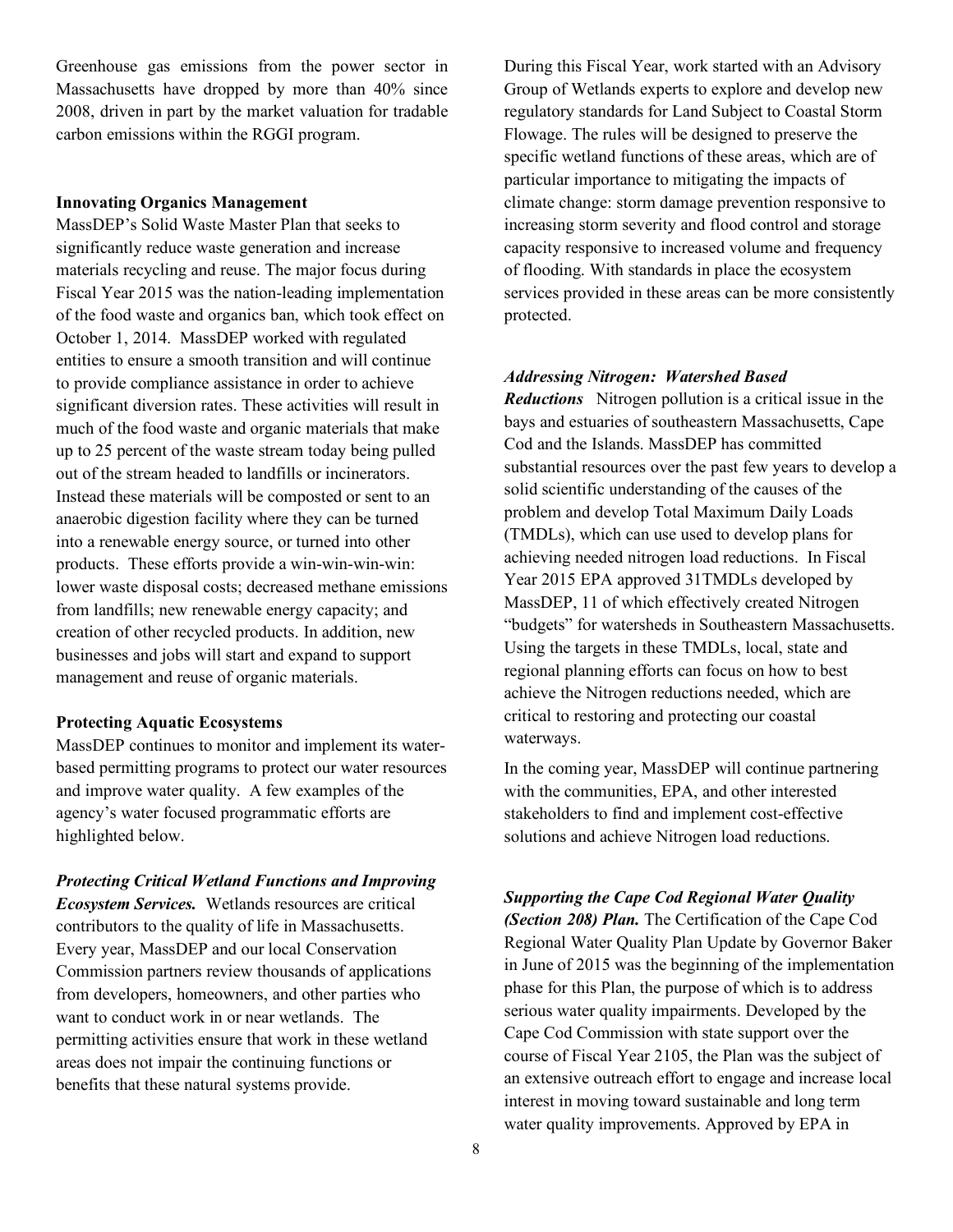Greenhouse gas emissions from the power sector in Massachusetts have dropped by more than 40% since 2008, driven in part by the market valuation for tradable carbon emissions within the RGGI program.

**Innovating Organics Management**

MassDEP's Solid Waste Master Plan that seeks to significantly reduce waste generation and increase materials recycling and reuse. The major focus during Fiscal Year 2015 was the nation-leading implementation of the food waste and organics ban, which took effect on October 1, 2014. MassDEP worked with regulated entities to ensure a smooth transition and will continue to provide compliance assistance in order to achieve significant diversion rates. These activities will result in much of the food waste and organic materials that make up to 25 percent of the waste stream today being pulled out of the stream headed to landfills or incinerators. Instead these materials will be composted or sent to an anaerobic digestion facility where they can be turned into a renewable energy source, or turned into other products. These efforts provide a win-win-win-win: lower waste disposal costs; decreased methane emissions from landfills; new renewable energy capacity; and creation of other recycled products. In addition, new businesses and jobs will start and expand to support management and reuse of organic materials.

**Protecting Aquatic Ecosystems**

MassDEP continues to monitor and implement its water-based permitting programs to protect our water resources and improve water quality. A few examples of the agency's water focused programmatic efforts are highlighted below.

***Protecting Critical Wetland Functions and Improving Ecosystem Services.*** Wetlands resources are critical contributors to the quality of life in Massachusetts. Every year, MassDEP and our local Conservation Commission partners review thousands of applications from developers, homeowners, and other parties who want to conduct work in or near wetlands. The permitting activities ensure that work in these wetland areas does not impair the continuing functions or benefits that these natural systems provide.

During this Fiscal Year, work started with an Advisory Group of Wetlands experts to explore and develop new regulatory standards for Land Subject to Coastal Storm Flowage. The rules will be designed to preserve the specific wetland functions of these areas, which are of particular importance to mitigating the impacts of climate change: storm damage prevention responsive to increasing storm severity and flood control and storage capacity responsive to increased volume and frequency of flooding. With standards in place the ecosystem services provided in these areas can be more consistently protected.

***Addressing Nitrogen: Watershed Based Reductions*** Nitrogen pollution is a critical issue in the bays and estuaries of southeastern Massachusetts, Cape Cod and the Islands. MassDEP has committed substantial resources over the past few years to develop a solid scientific understanding of the causes of the problem and develop Total Maximum Daily Loads (TMDLs), which can use used to develop plans for achieving needed nitrogen load reductions. In Fiscal Year 2015 EPA approved 31TMDLs developed by MassDEP, 11 of which effectively created Nitrogen "budgets" for watersheds in Southeastern Massachusetts. Using the targets in these TMDLs, local, state and regional planning efforts can focus on how to best achieve the Nitrogen reductions needed, which are critical to restoring and protecting our coastal waterways.

In the coming year, MassDEP will continue partnering with the communities, EPA, and other interested stakeholders to find and implement cost-effective solutions and achieve Nitrogen load reductions.

***Supporting the Cape Cod Regional Water Quality (Section 208) Plan.*** The Certification of the Cape Cod Regional Water Quality Plan Update by Governor Baker in June of 2015 was the beginning of the implementation phase for this Plan, the purpose of which is to address serious water quality impairments. Developed by the Cape Cod Commission with state support over the course of Fiscal Year 2105, the Plan was the subject of an extensive outreach effort to engage and increase local interest in moving toward sustainable and long term water quality improvements. Approved by EPA in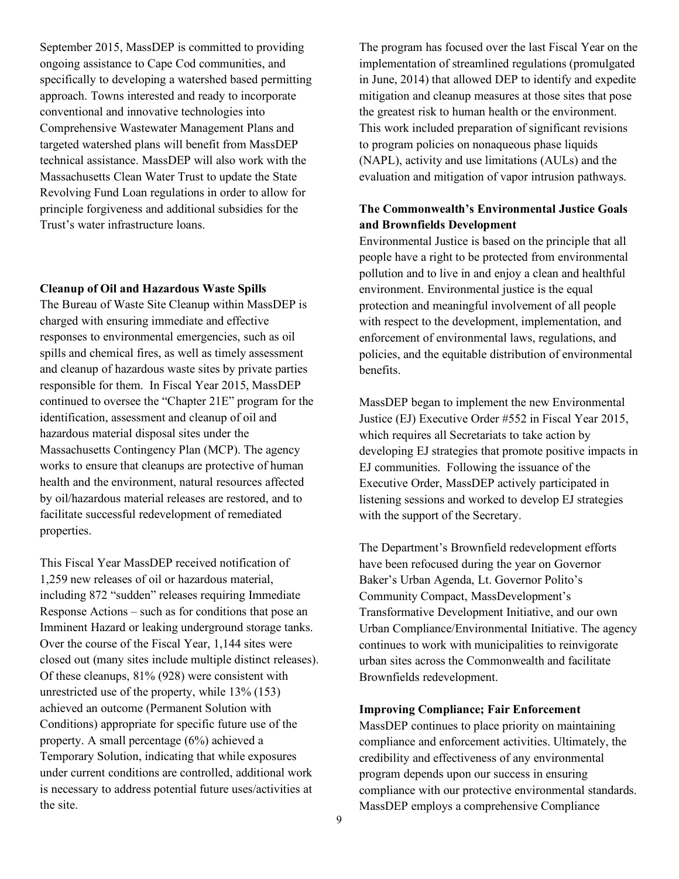September 2015, MassDEP is committed to providing ongoing assistance to Cape Cod communities, and specifically to developing a watershed based permitting approach. Towns interested and ready to incorporate conventional and innovative technologies into Comprehensive Wastewater Management Plans and targeted watershed plans will benefit from MassDEP technical assistance. MassDEP will also work with the Massachusetts Clean Water Trust to update the State Revolving Fund Loan regulations in order to allow for principle forgiveness and additional subsidies for the Trust's water infrastructure loans.

**Cleanup of Oil and Hazardous Waste Spills**

The Bureau of Waste Site Cleanup within MassDEP is charged with ensuring immediate and effective responses to environmental emergencies, such as oil spills and chemical fires, as well as timely assessment and cleanup of hazardous waste sites by private parties responsible for them. In Fiscal Year 2015, MassDEP continued to oversee the "Chapter 21E" program for the identification, assessment and cleanup of oil and hazardous material disposal sites under the Massachusetts Contingency Plan (MCP). The agency works to ensure that cleanups are protective of human health and the environment, natural resources affected by oil/hazardous material releases are restored, and to facilitate successful redevelopment of remediated properties.

This Fiscal Year MassDEP received notification of 1,259 new releases of oil or hazardous material, including 872 "sudden" releases requiring Immediate Response Actions – such as for conditions that pose an Imminent Hazard or leaking underground storage tanks. Over the course of the Fiscal Year, 1,144 sites were closed out (many sites include multiple distinct releases). Of these cleanups, 81% (928) were consistent with unrestricted use of the property, while 13% (153) achieved an outcome (Permanent Solution with Conditions) appropriate for specific future use of the property. A small percentage (6%) achieved a Temporary Solution, indicating that while exposures under current conditions are controlled, additional work is necessary to address potential future uses/activities at the site.

The program has focused over the last Fiscal Year on the implementation of streamlined regulations (promulgated in June, 2014) that allowed DEP to identify and expedite mitigation and cleanup measures at those sites that pose the greatest risk to human health or the environment. This work included preparation of significant revisions to program policies on nonaqueous phase liquids (NAPL), activity and use limitations (AULs) and the evaluation and mitigation of vapor intrusion pathways.

**The Commonwealth's Environmental Justice Goals and Brownfields Development**

Environmental Justice is based on the principle that all people have a right to be protected from environmental pollution and to live in and enjoy a clean and healthful environment. Environmental justice is the equal protection and meaningful involvement of all people with respect to the development, implementation, and enforcement of environmental laws, regulations, and policies, and the equitable distribution of environmental benefits.

MassDEP began to implement the new Environmental Justice (EJ) Executive Order #552 in Fiscal Year 2015, which requires all Secretariats to take action by developing EJ strategies that promote positive impacts in EJ communities. Following the issuance of the Executive Order, MassDEP actively participated in listening sessions and worked to develop EJ strategies with the support of the Secretary.

The Department's Brownfield redevelopment efforts have been refocused during the year on Governor Baker's Urban Agenda, Lt. Governor Polito's Community Compact, MassDevelopment's Transformative Development Initiative, and our own Urban Compliance/Environmental Initiative. The agency continues to work with municipalities to reinvigorate urban sites across the Commonwealth and facilitate Brownfields redevelopment.

**Improving Compliance; Fair Enforcement**

MassDEP continues to place priority on maintaining compliance and enforcement activities. Ultimately, the credibility and effectiveness of any environmental program depends upon our success in ensuring compliance with our protective environmental standards. MassDEP employs a comprehensive Compliance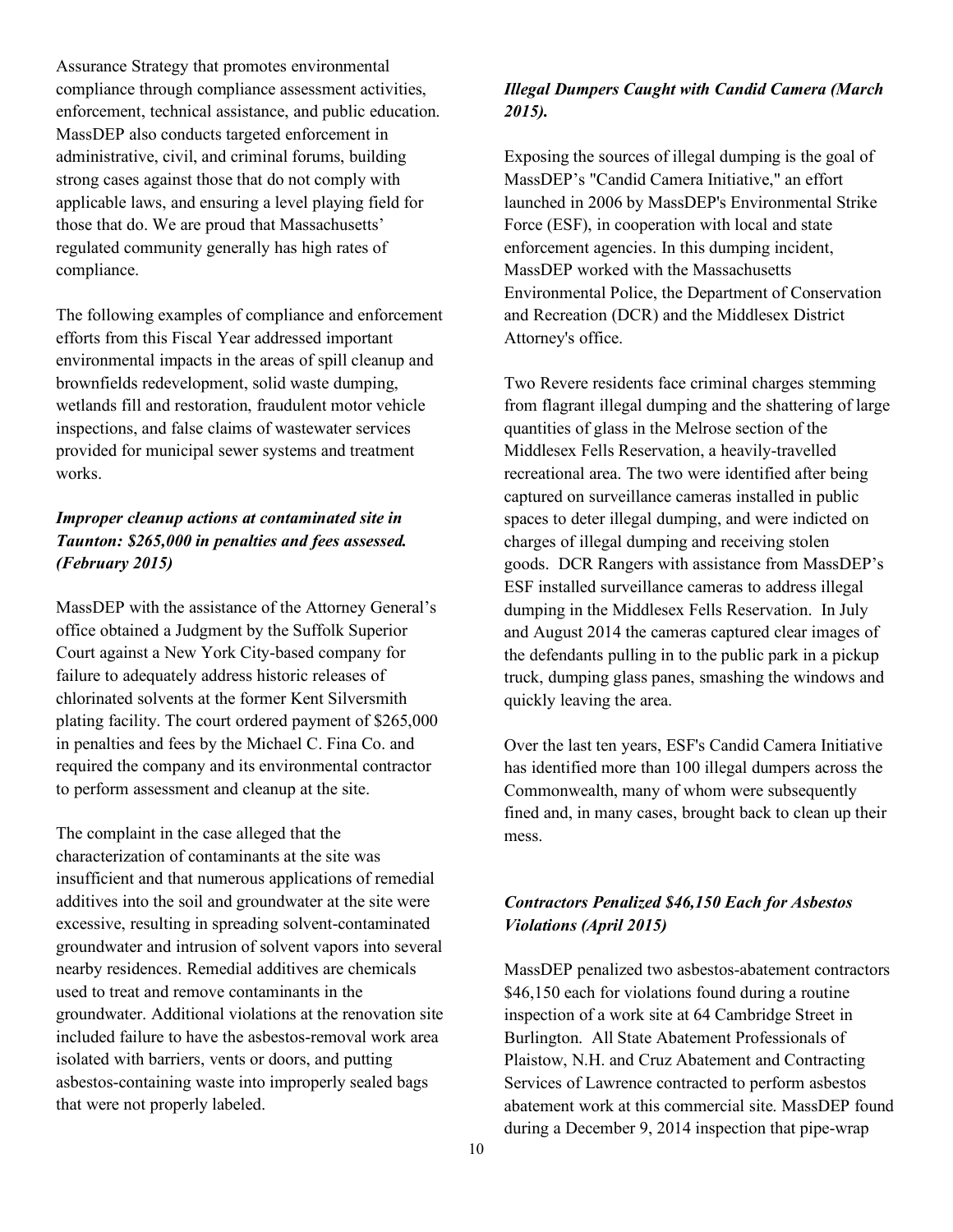Assurance Strategy that promotes environmental compliance through compliance assessment activities, enforcement, technical assistance, and public education. MassDEP also conducts targeted enforcement in administrative, civil, and criminal forums, building strong cases against those that do not comply with applicable laws, and ensuring a level playing field for those that do. We are proud that Massachusetts' regulated community generally has high rates of compliance.

The following examples of compliance and enforcement efforts from this Fiscal Year addressed important environmental impacts in the areas of spill cleanup and brownfields redevelopment, solid waste dumping, wetlands fill and restoration, fraudulent motor vehicle inspections, and false claims of wastewater services provided for municipal sewer systems and treatment works.

***Improper cleanup actions at contaminated site in Taunton: $265,000 in penalties and fees assessed. (February 2015)***

MassDEP with the assistance of the Attorney General's office obtained a Judgment by the Suffolk Superior Court against a New York City-based company for failure to adequately address historic releases of chlorinated solvents at the former Kent Silversmith plating facility. The court ordered payment of $265,000 in penalties and fees by the Michael C. Fina Co. and required the company and its environmental contractor to perform assessment and cleanup at the site.

The complaint in the case alleged that the characterization of contaminants at the site was insufficient and that numerous applications of remedial additives into the soil and groundwater at the site were excessive, resulting in spreading solvent-contaminated groundwater and intrusion of solvent vapors into several nearby residences. Remedial additives are chemicals used to treat and remove contaminants in the groundwater. Additional violations at the renovation site included failure to have the asbestos-removal work area isolated with barriers, vents or doors, and putting asbestos-containing waste into improperly sealed bags that were not properly labeled.

***Illegal Dumpers Caught with Candid Camera (March 2015).***

Exposing the sources of illegal dumping is the goal of MassDEP's "Candid Camera Initiative," an effort launched in 2006 by MassDEP's Environmental Strike Force (ESF), in cooperation with local and state enforcement agencies. In this dumping incident, MassDEP worked with the Massachusetts Environmental Police, the Department of Conservation and Recreation (DCR) and the Middlesex District Attorney's office.

Two Revere residents face criminal charges stemming from flagrant illegal dumping and the shattering of large quantities of glass in the Melrose section of the Middlesex Fells Reservation, a heavily-travelled recreational area. The two were identified after being captured on surveillance cameras installed in public spaces to deter illegal dumping, and were indicted on charges of illegal dumping and receiving stolen goods. DCR Rangers with assistance from MassDEP's ESF installed surveillance cameras to address illegal dumping in the Middlesex Fells Reservation. In July and August 2014 the cameras captured clear images of the defendants pulling in to the public park in a pickup truck, dumping glass panes, smashing the windows and quickly leaving the area.

Over the last ten years, ESF's Candid Camera Initiative has identified more than 100 illegal dumpers across the Commonwealth, many of whom were subsequently fined and, in many cases, brought back to clean up their mess.

***Contractors Penalized $46,150 Each for Asbestos Violations (April 2015)***

MassDEP penalized two asbestos-abatement contractors $46,150 each for violations found during a routine inspection of a work site at 64 Cambridge Street in Burlington. All State Abatement Professionals of Plaistow, N.H. and Cruz Abatement and Contracting Services of Lawrence contracted to perform asbestos abatement work at this commercial site. MassDEP found during a December 9, 2014 inspection that pipe-wrap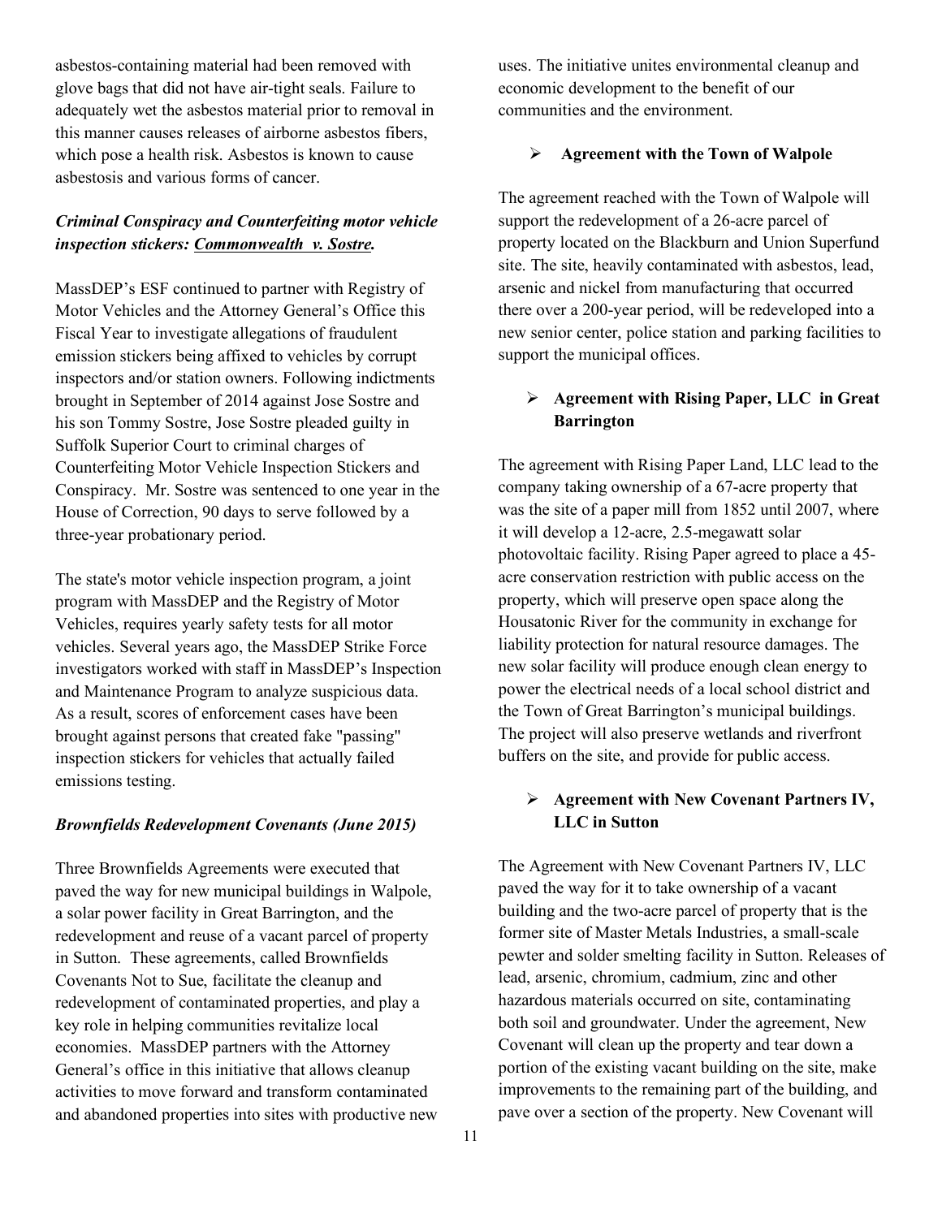asbestos-containing material had been removed with glove bags that did not have air-tight seals. Failure to adequately wet the asbestos material prior to removal in this manner causes releases of airborne asbestos fibers, which pose a health risk. Asbestos is known to cause asbestosis and various forms of cancer.

### *Criminal Conspiracy and Counterfeiting motor vehicle inspection stickers: Commonwealth v. Sostre.*

MassDEP's ESF continued to partner with Registry of Motor Vehicles and the Attorney General's Office this Fiscal Year to investigate allegations of fraudulent emission stickers being affixed to vehicles by corrupt inspectors and/or station owners. Following indictments brought in September of 2014 against Jose Sostre and his son Tommy Sostre, Jose Sostre pleaded guilty in Suffolk Superior Court to criminal charges of Counterfeiting Motor Vehicle Inspection Stickers and Conspiracy. Mr. Sostre was sentenced to one year in the House of Correction, 90 days to serve followed by a three-year probationary period.

The state's motor vehicle inspection program, a joint program with MassDEP and the Registry of Motor Vehicles, requires yearly safety tests for all motor vehicles. Several years ago, the MassDEP Strike Force investigators worked with staff in MassDEP's Inspection and Maintenance Program to analyze suspicious data. As a result, scores of enforcement cases have been brought against persons that created fake "passing" inspection stickers for vehicles that actually failed emissions testing.

### *Brownfields Redevelopment Covenants (June 2015)*

Three Brownfields Agreements were executed that paved the way for new municipal buildings in Walpole, a solar power facility in Great Barrington, and the redevelopment and reuse of a vacant parcel of property in Sutton. These agreements, called Brownfields Covenants Not to Sue, facilitate the cleanup and redevelopment of contaminated properties, and play a key role in helping communities revitalize local economies. MassDEP partners with the Attorney General's office in this initiative that allows cleanup activities to move forward and transform contaminated and abandoned properties into sites with productive new uses. The initiative unites environmental cleanup and economic development to the benefit of our communities and the environment.

- **Agreement with the Town of Walpole**

The agreement reached with the Town of Walpole will support the redevelopment of a 26-acre parcel of property located on the Blackburn and Union Superfund site. The site, heavily contaminated with asbestos, lead, arsenic and nickel from manufacturing that occurred there over a 200-year period, will be redeveloped into a new senior center, police station and parking facilities to support the municipal offices.

- **Agreement with Rising Paper, LLC in Great Barrington**

The agreement with Rising Paper Land, LLC lead to the company taking ownership of a 67-acre property that was the site of a paper mill from 1852 until 2007, where it will develop a 12-acre, 2.5-megawatt solar photovoltaic facility. Rising Paper agreed to place a 45-acre conservation restriction with public access on the property, which will preserve open space along the Housatonic River for the community in exchange for liability protection for natural resource damages. The new solar facility will produce enough clean energy to power the electrical needs of a local school district and the Town of Great Barrington's municipal buildings. The project will also preserve wetlands and riverfront buffers on the site, and provide for public access.

- **Agreement with New Covenant Partners IV, LLC in Sutton**

The Agreement with New Covenant Partners IV, LLC paved the way for it to take ownership of a vacant building and the two-acre parcel of property that is the former site of Master Metals Industries, a small-scale pewter and solder smelting facility in Sutton. Releases of lead, arsenic, chromium, cadmium, zinc and other hazardous materials occurred on site, contaminating both soil and groundwater. Under the agreement, New Covenant will clean up the property and tear down a portion of the existing vacant building on the site, make improvements to the remaining part of the building, and pave over a section of the property. New Covenant will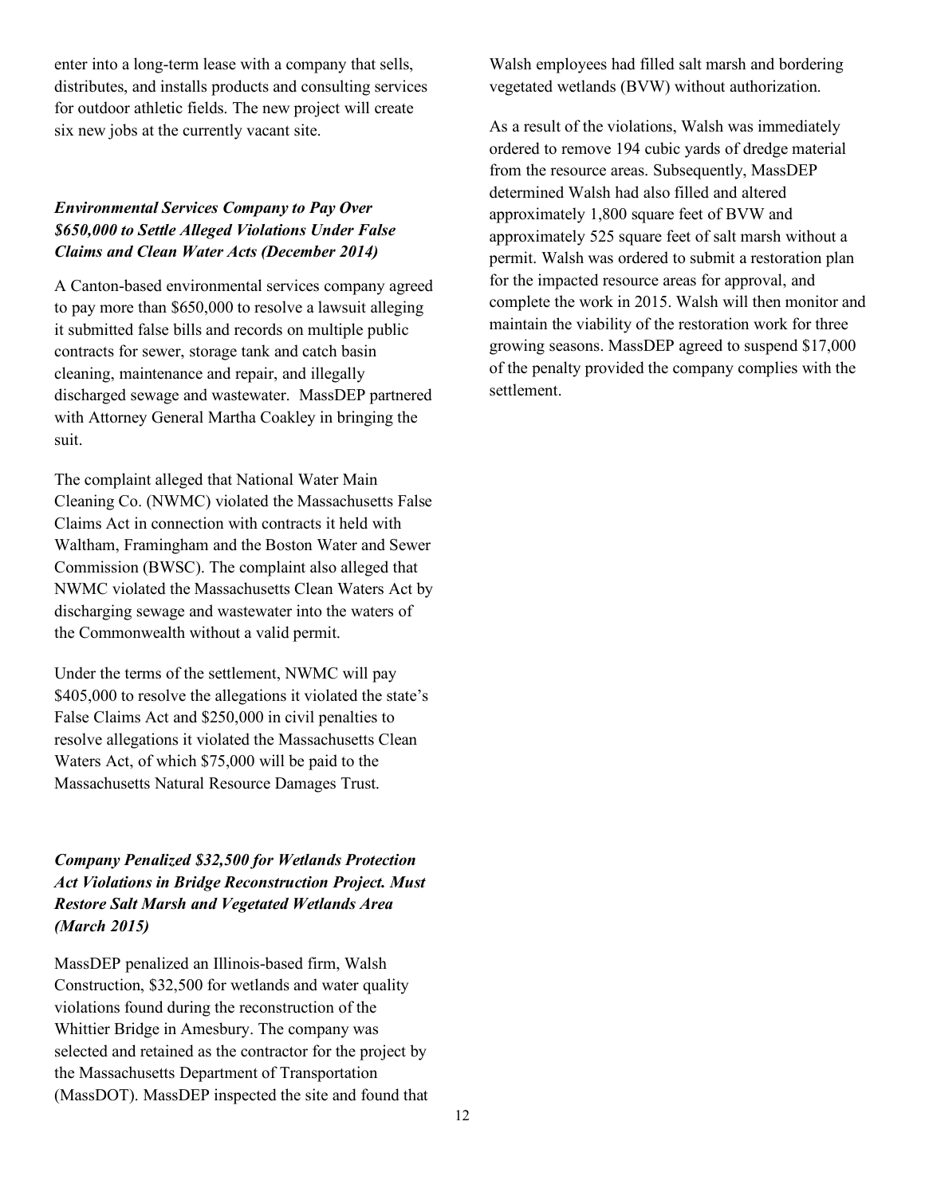enter into a long-term lease with a company that sells, distributes, and installs products and consulting services for outdoor athletic fields. The new project will create six new jobs at the currently vacant site.

***Environmental Services Company to Pay Over $650,000 to Settle Alleged Violations Under False Claims and Clean Water Acts (December 2014)***

A Canton-based environmental services company agreed to pay more than $650,000 to resolve a lawsuit alleging it submitted false bills and records on multiple public contracts for sewer, storage tank and catch basin cleaning, maintenance and repair, and illegally discharged sewage and wastewater. MassDEP partnered with Attorney General Martha Coakley in bringing the suit.

The complaint alleged that National Water Main Cleaning Co. (NWMC) violated the Massachusetts False Claims Act in connection with contracts it held with Waltham, Framingham and the Boston Water and Sewer Commission (BWSC). The complaint also alleged that NWMC violated the Massachusetts Clean Waters Act by discharging sewage and wastewater into the waters of the Commonwealth without a valid permit.

Under the terms of the settlement, NWMC will pay $405,000 to resolve the allegations it violated the state's False Claims Act and $250,000 in civil penalties to resolve allegations it violated the Massachusetts Clean Waters Act, of which $75,000 will be paid to the Massachusetts Natural Resource Damages Trust.

***Company Penalized $32,500 for Wetlands Protection Act Violations in Bridge Reconstruction Project. Must Restore Salt Marsh and Vegetated Wetlands Area (March 2015)***

MassDEP penalized an Illinois-based firm, Walsh Construction, $32,500 for wetlands and water quality violations found during the reconstruction of the Whittier Bridge in Amesbury. The company was selected and retained as the contractor for the project by the Massachusetts Department of Transportation (MassDOT). MassDEP inspected the site and found that Walsh employees had filled salt marsh and bordering vegetated wetlands (BVW) without authorization.

As a result of the violations, Walsh was immediately ordered to remove 194 cubic yards of dredge material from the resource areas. Subsequently, MassDEP determined Walsh had also filled and altered approximately 1,800 square feet of BVW and approximately 525 square feet of salt marsh without a permit. Walsh was ordered to submit a restoration plan for the impacted resource areas for approval, and complete the work in 2015. Walsh will then monitor and maintain the viability of the restoration work for three growing seasons. MassDEP agreed to suspend $17,000 of the penalty provided the company complies with the settlement.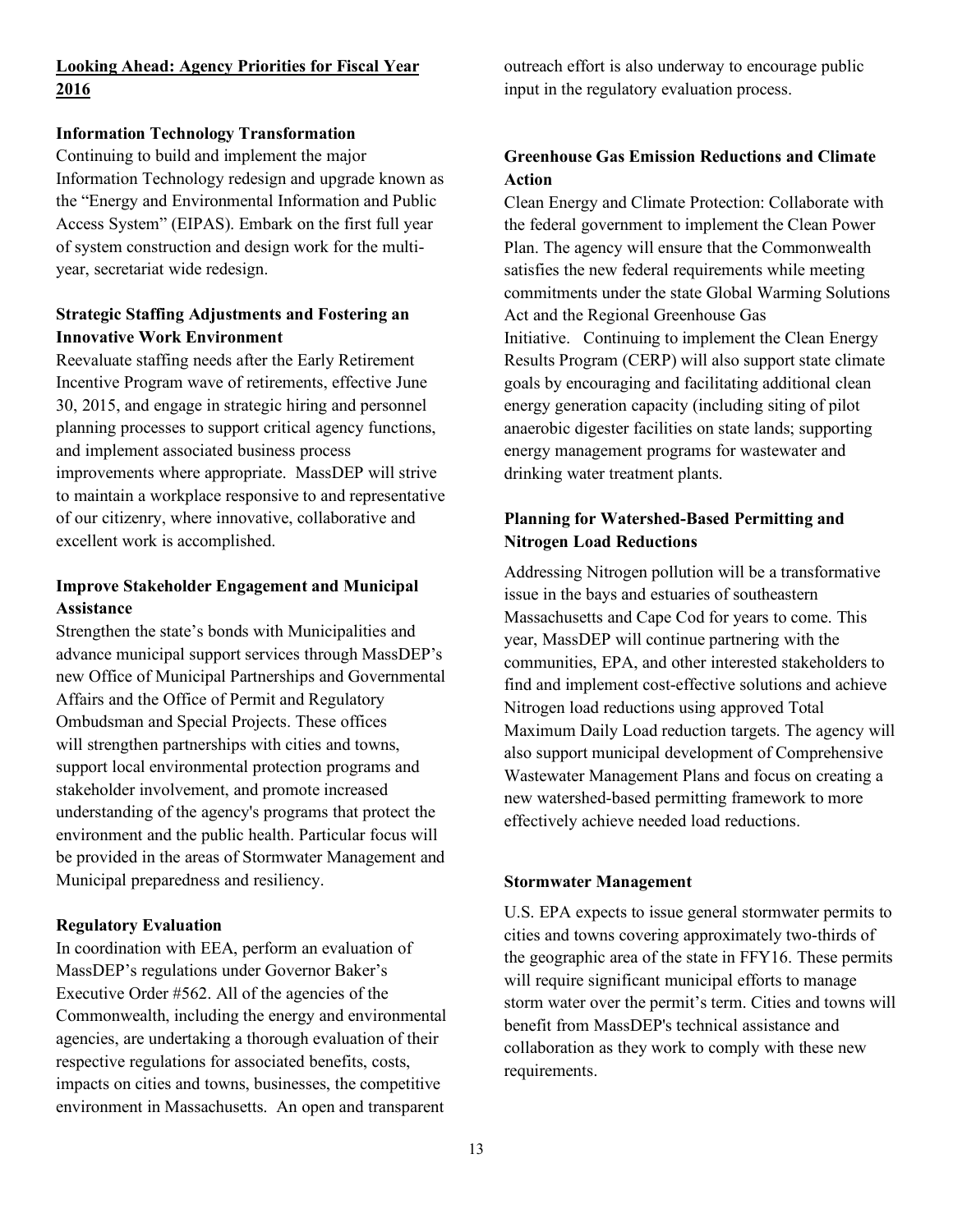## Looking Ahead: Agency Priorities for Fiscal Year 2016

**Information Technology Transformation**

Continuing to build and implement the major Information Technology redesign and upgrade known as the "Energy and Environmental Information and Public Access System" (EIPAS). Embark on the first full year of system construction and design work for the multi-year, secretariat wide redesign.

**Strategic Staffing Adjustments and Fostering an Innovative Work Environment**

Reevaluate staffing needs after the Early Retirement Incentive Program wave of retirements, effective June 30, 2015, and engage in strategic hiring and personnel planning processes to support critical agency functions, and implement associated business process improvements where appropriate. MassDEP will strive to maintain a workplace responsive to and representative of our citizenry, where innovative, collaborative and excellent work is accomplished.

**Improve Stakeholder Engagement and Municipal Assistance**

Strengthen the state's bonds with Municipalities and advance municipal support services through MassDEP's new Office of Municipal Partnerships and Governmental Affairs and the Office of Permit and Regulatory Ombudsman and Special Projects. These offices will strengthen partnerships with cities and towns, support local environmental protection programs and stakeholder involvement, and promote increased understanding of the agency's programs that protect the environment and the public health. Particular focus will be provided in the areas of Stormwater Management and Municipal preparedness and resiliency.

**Regulatory Evaluation**

In coordination with EEA, perform an evaluation of MassDEP's regulations under Governor Baker's Executive Order #562. All of the agencies of the Commonwealth, including the energy and environmental agencies, are undertaking a thorough evaluation of their respective regulations for associated benefits, costs, impacts on cities and towns, businesses, the competitive environment in Massachusetts. An open and transparent outreach effort is also underway to encourage public input in the regulatory evaluation process.

**Greenhouse Gas Emission Reductions and Climate Action**

Clean Energy and Climate Protection: Collaborate with the federal government to implement the Clean Power Plan. The agency will ensure that the Commonwealth satisfies the new federal requirements while meeting commitments under the state Global Warming Solutions Act and the Regional Greenhouse Gas Initiative. Continuing to implement the Clean Energy Results Program (CERP) will also support state climate goals by encouraging and facilitating additional clean energy generation capacity (including siting of pilot anaerobic digester facilities on state lands; supporting energy management programs for wastewater and drinking water treatment plants.

**Planning for Watershed-Based Permitting and Nitrogen Load Reductions**

Addressing Nitrogen pollution will be a transformative issue in the bays and estuaries of southeastern Massachusetts and Cape Cod for years to come. This year, MassDEP will continue partnering with the communities, EPA, and other interested stakeholders to find and implement cost-effective solutions and achieve Nitrogen load reductions using approved Total Maximum Daily Load reduction targets. The agency will also support municipal development of Comprehensive Wastewater Management Plans and focus on creating a new watershed-based permitting framework to more effectively achieve needed load reductions.

**Stormwater Management**

U.S. EPA expects to issue general stormwater permits to cities and towns covering approximately two-thirds of the geographic area of the state in FFY16. These permits will require significant municipal efforts to manage storm water over the permit's term. Cities and towns will benefit from MassDEP's technical assistance and collaboration as they work to comply with these new requirements.